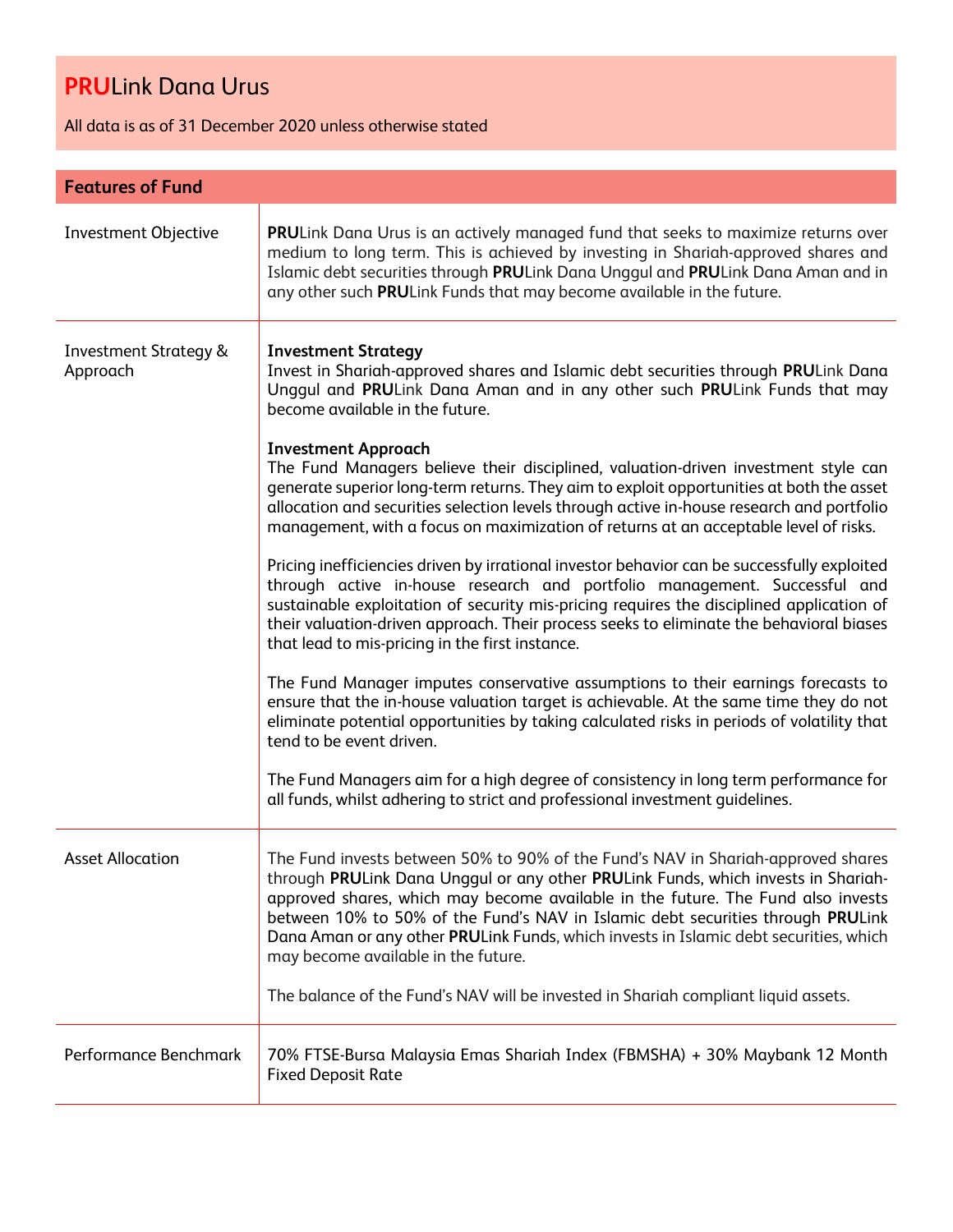# **PRU**Link Dana Urus

All data is as of 31 December 2020 unless otherwise stated

## Features of Fund

| | |
|---|---|
| Investment Objective | **PRU**Link Dana Urus is an actively managed fund that seeks to maximize returns over medium to long term. This is achieved by investing in Shariah-approved shares and Islamic debt securities through **PRU**Link Dana Unggul and **PRU**Link Dana Aman and in any other such **PRU**Link Funds that may become available in the future. |
| Investment Strategy & Approach | **Investment Strategy**<br>Invest in Shariah-approved shares and Islamic debt securities through **PRU**Link Dana Unggul and **PRU**Link Dana Aman and in any other such **PRU**Link Funds that may become available in the future.<br><br>**Investment Approach**<br>The Fund Managers believe their disciplined, valuation-driven investment style can generate superior long-term returns. They aim to exploit opportunities at both the asset allocation and securities selection levels through active in-house research and portfolio management, with a focus on maximization of returns at an acceptable level of risks.<br><br>Pricing inefficiencies driven by irrational investor behavior can be successfully exploited through active in-house research and portfolio management. Successful and sustainable exploitation of security mis-pricing requires the disciplined application of their valuation-driven approach. Their process seeks to eliminate the behavioral biases that lead to mis-pricing in the first instance.<br><br>The Fund Manager imputes conservative assumptions to their earnings forecasts to ensure that the in-house valuation target is achievable. At the same time they do not eliminate potential opportunities by taking calculated risks in periods of volatility that tend to be event driven.<br><br>The Fund Managers aim for a high degree of consistency in long term performance for all funds, whilst adhering to strict and professional investment guidelines. |
| Asset Allocation | The Fund invests between 50% to 90% of the Fund's NAV in Shariah-approved shares through **PRU**Link Dana Unggul or any other **PRU**Link Funds, which invests in Shariah-approved shares, which may become available in the future. The Fund also invests between 10% to 50% of the Fund's NAV in Islamic debt securities through **PRU**Link Dana Aman or any other **PRU**Link Funds, which invests in Islamic debt securities, which may become available in the future.<br><br>The balance of the Fund's NAV will be invested in Shariah compliant liquid assets. |
| Performance Benchmark | 70% FTSE-Bursa Malaysia Emas Shariah Index (FBMSHA) + 30% Maybank 12 Month Fixed Deposit Rate |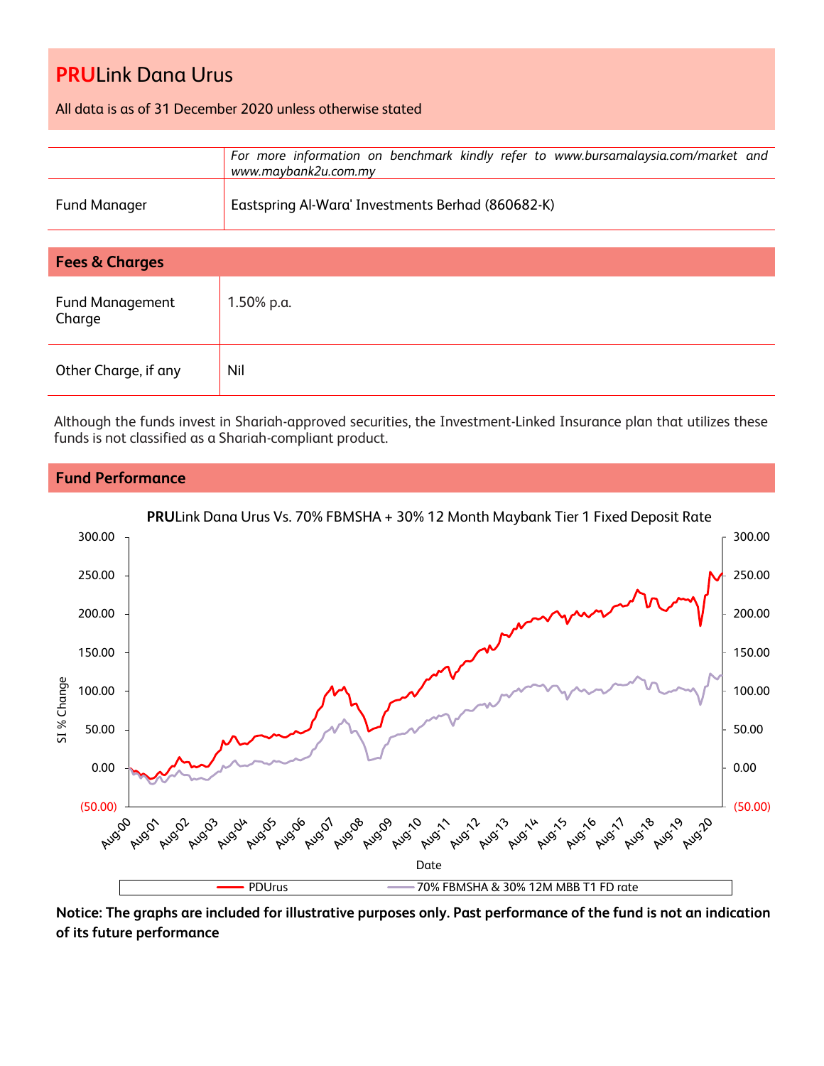# PRULink Dana Urus

All data is as of 31 December 2020 unless otherwise stated

| | |
|---|---|
| | *For more information on benchmark kindly refer to www.bursamalaysia.com/market and www.maybank2u.com.my* |
| Fund Manager | Eastspring Al-Wara' Investments Berhad (860682-K) |

## Fees & Charges

| | |
|---|---|
| Fund Management Charge | 1.50% p.a. |
| Other Charge, if any | Nil |

Although the funds invest in Shariah-approved securities, the Investment-Linked Insurance plan that utilizes these funds is not classified as a Shariah-compliant product.

## Fund Performance

**PRU**Link Dana Urus Vs. 70% FBMSHA + 30% 12 Month Maybank Tier 1 Fixed Deposit Rate

**Notice: The graphs are included for illustrative purposes only. Past performance of the fund is not an indication of its future performance**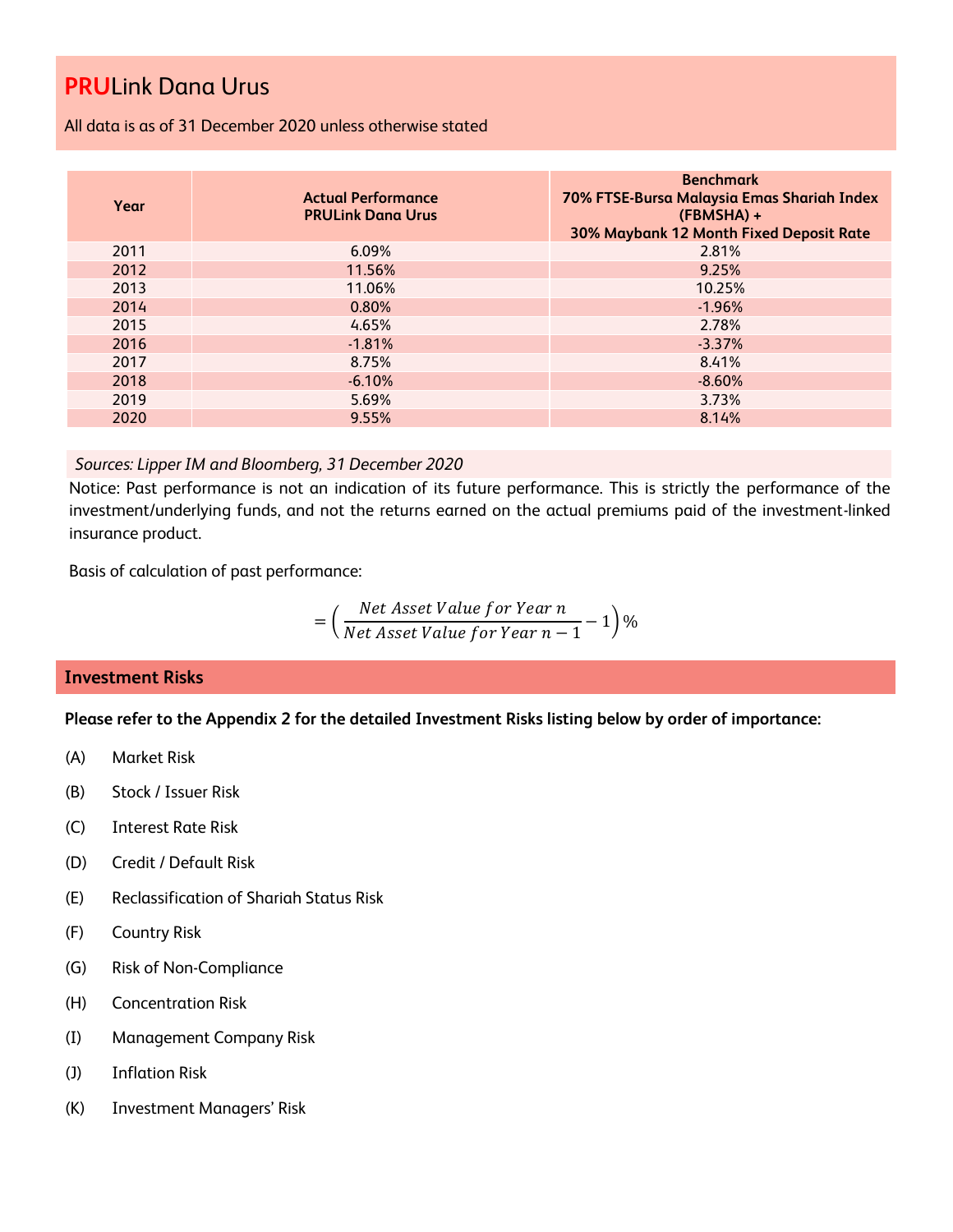# PRULink Dana Urus

All data is as of 31 December 2020 unless otherwise stated

| Year | Actual Performance PRULink Dana Urus | Benchmark 70% FTSE-Bursa Malaysia Emas Shariah Index (FBMSHA) + 30% Maybank 12 Month Fixed Deposit Rate |
|---|---|---|
| 2011 | 6.09% | 2.81% |
| 2012 | 11.56% | 9.25% |
| 2013 | 11.06% | 10.25% |
| 2014 | 0.80% | -1.96% |
| 2015 | 4.65% | 2.78% |
| 2016 | -1.81% | -3.37% |
| 2017 | 8.75% | 8.41% |
| 2018 | -6.10% | -8.60% |
| 2019 | 5.69% | 3.73% |
| 2020 | 9.55% | 8.14% |

*Sources: Lipper IM and Bloomberg, 31 December 2020*

Notice: Past performance is not an indication of its future performance. This is strictly the performance of the investment/underlying funds, and not the returns earned on the actual premiums paid of the investment-linked insurance product.

Basis of calculation of past performance:

$$= \left( \frac{Net\ Asset\ Value\ for\ Year\ n}{Net\ Asset\ Value\ for\ Year\ n-1} - 1 \right) \%$$

## Investment Risks

**Please refer to the Appendix 2 for the detailed Investment Risks listing below by order of importance:**

(A) Market Risk

(B) Stock / Issuer Risk

(C) Interest Rate Risk

(D) Credit / Default Risk

(E) Reclassification of Shariah Status Risk

(F) Country Risk

(G) Risk of Non-Compliance

(H) Concentration Risk

(I) Management Company Risk

(J) Inflation Risk

(K) Investment Managers' Risk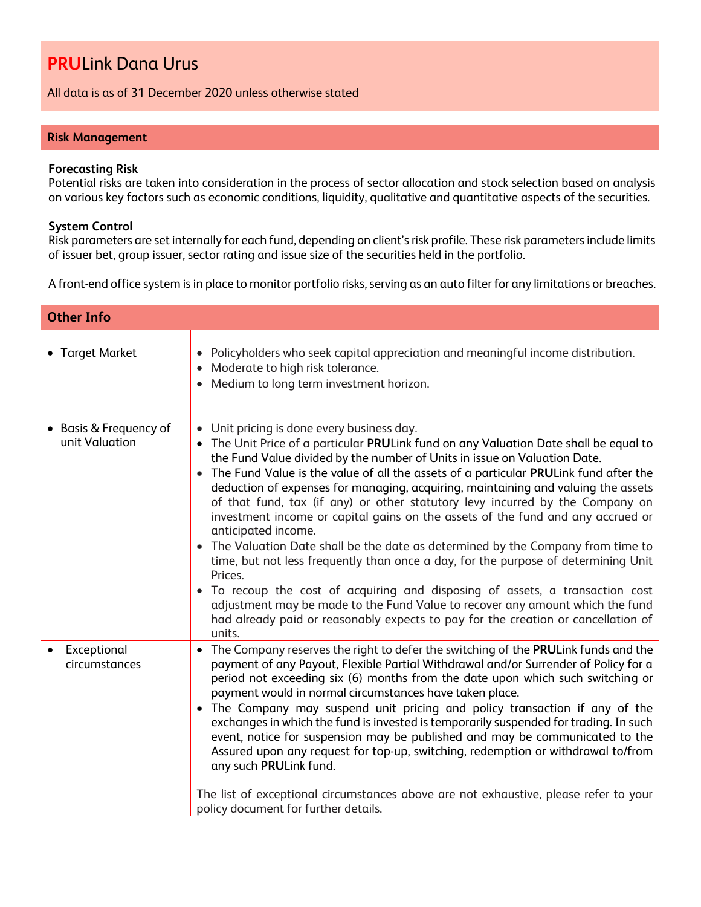# **PRU**Link Dana Urus

All data is as of 31 December 2020 unless otherwise stated

## Risk Management

**Forecasting Risk**
Potential risks are taken into consideration in the process of sector allocation and stock selection based on analysis on various key factors such as economic conditions, liquidity, qualitative and quantitative aspects of the securities.

**System Control**
Risk parameters are set internally for each fund, depending on client's risk profile. These risk parameters include limits of issuer bet, group issuer, sector rating and issue size of the securities held in the portfolio.

A front-end office system is in place to monitor portfolio risks, serving as an auto filter for any limitations or breaches.

## Other Info

| | |
|---|---|
| • Target Market | • Policyholders who seek capital appreciation and meaningful income distribution.<br>• Moderate to high risk tolerance.<br>• Medium to long term investment horizon. |
| • Basis & Frequency of unit Valuation | • Unit pricing is done every business day.<br>• The Unit Price of a particular **PRU**Link fund on any Valuation Date shall be equal to the Fund Value divided by the number of Units in issue on Valuation Date.<br>• The Fund Value is the value of all the assets of a particular **PRU**Link fund after the deduction of expenses for managing, acquiring, maintaining and valuing the assets of that fund, tax (if any) or other statutory levy incurred by the Company on investment income or capital gains on the assets of the fund and any accrued or anticipated income.<br>• The Valuation Date shall be the date as determined by the Company from time to time, but not less frequently than once a day, for the purpose of determining Unit Prices.<br>• To recoup the cost of acquiring and disposing of assets, a transaction cost adjustment may be made to the Fund Value to recover any amount which the fund had already paid or reasonably expects to pay for the creation or cancellation of units. |
| • Exceptional circumstances | • The Company reserves the right to defer the switching of the **PRU**Link funds and the payment of any Payout, Flexible Partial Withdrawal and/or Surrender of Policy for a period not exceeding six (6) months from the date upon which such switching or payment would in normal circumstances have taken place.<br>• The Company may suspend unit pricing and policy transaction if any of the exchanges in which the fund is invested is temporarily suspended for trading. In such event, notice for suspension may be published and may be communicated to the Assured upon any request for top-up, switching, redemption or withdrawal to/from any such **PRU**Link fund.<br><br>The list of exceptional circumstances above are not exhaustive, please refer to your policy document for further details. |